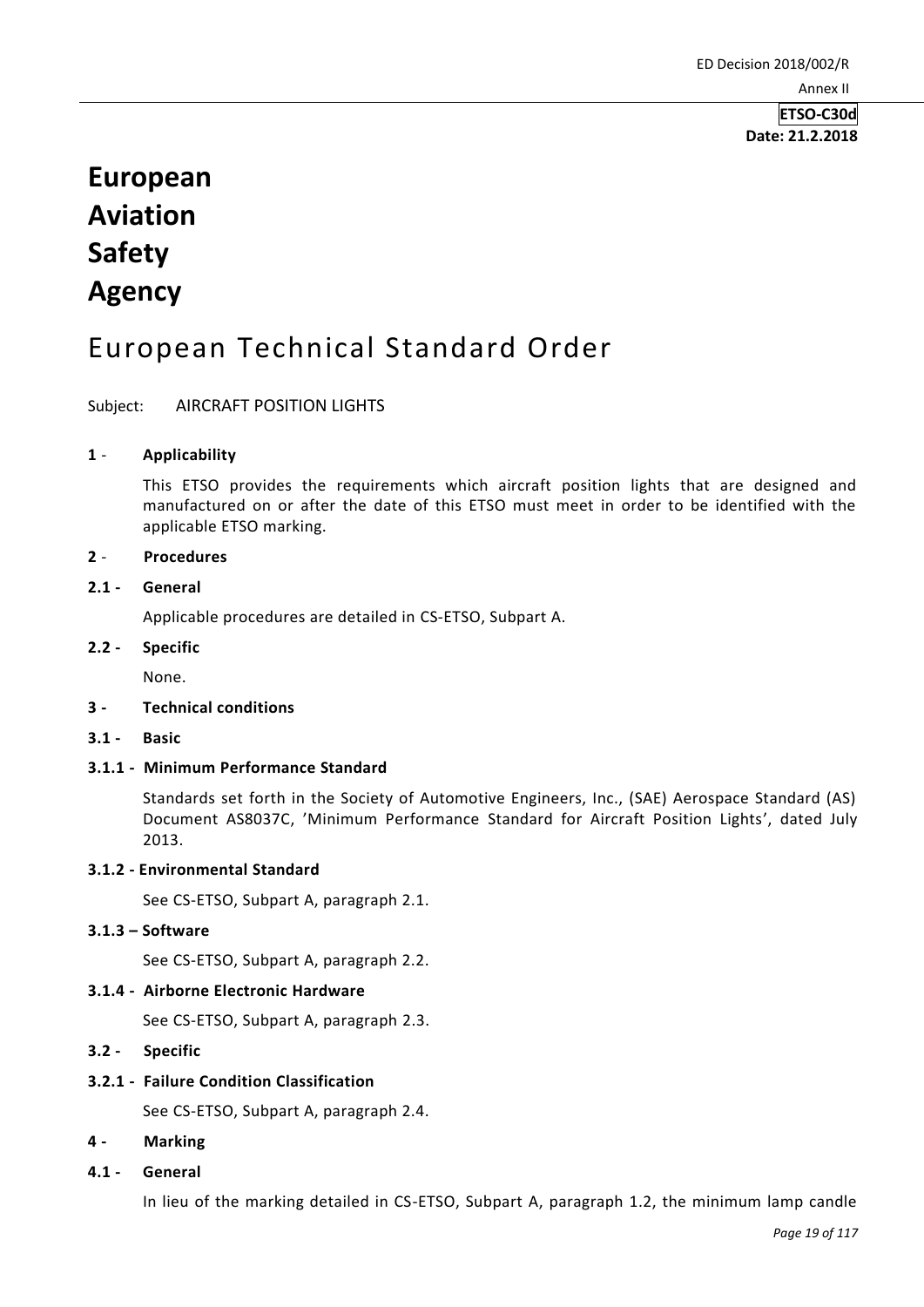ETSO-C30d
Date: 21.2.2018

# European Aviation Safety Agency

## European Technical Standard Order

Subject: AIRCRAFT POSITION LIGHTS

**1 - Applicability**

This ETSO provides the requirements which aircraft position lights that are designed and manufactured on or after the date of this ETSO must meet in order to be identified with the applicable ETSO marking.

**2 - Procedures**

**2.1 - General**

Applicable procedures are detailed in CS-ETSO, Subpart A.

**2.2 - Specific**

None.

**3 - Technical conditions**

**3.1 - Basic**

**3.1.1 - Minimum Performance Standard**

Standards set forth in the Society of Automotive Engineers, Inc., (SAE) Aerospace Standard (AS) Document AS8037C, 'Minimum Performance Standard for Aircraft Position Lights', dated July 2013.

**3.1.2 - Environmental Standard**

See CS-ETSO, Subpart A, paragraph 2.1.

**3.1.3 – Software**

See CS-ETSO, Subpart A, paragraph 2.2.

**3.1.4 - Airborne Electronic Hardware**

See CS-ETSO, Subpart A, paragraph 2.3.

**3.2 - Specific**

**3.2.1 - Failure Condition Classification**

See CS-ETSO, Subpart A, paragraph 2.4.

**4 - Marking**

**4.1 - General**

In lieu of the marking detailed in CS-ETSO, Subpart A, paragraph 1.2, the minimum lamp candle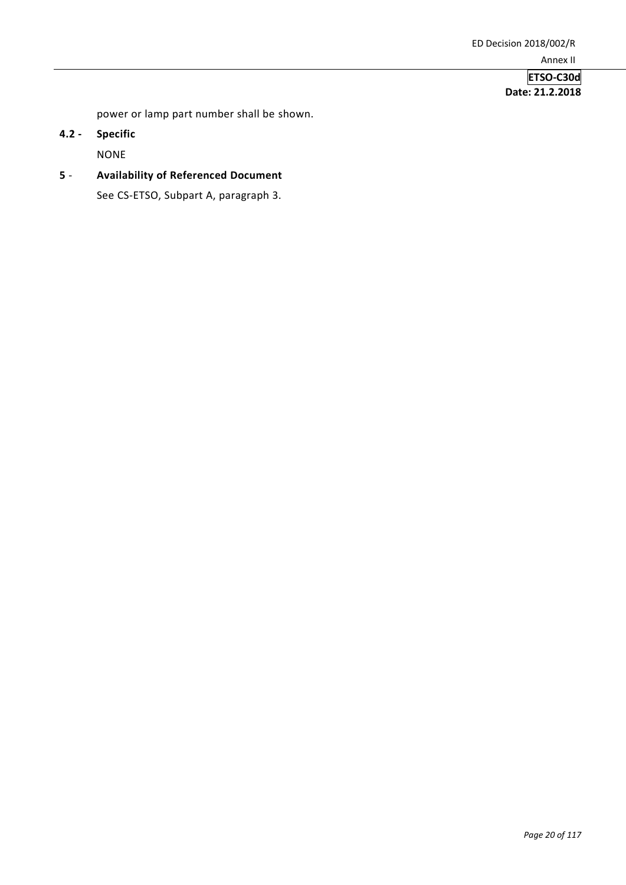power or lamp part number shall be shown.

### 4.2 - Specific

NONE

## 5 - Availability of Referenced Document

See CS-ETSO, Subpart A, paragraph 3.